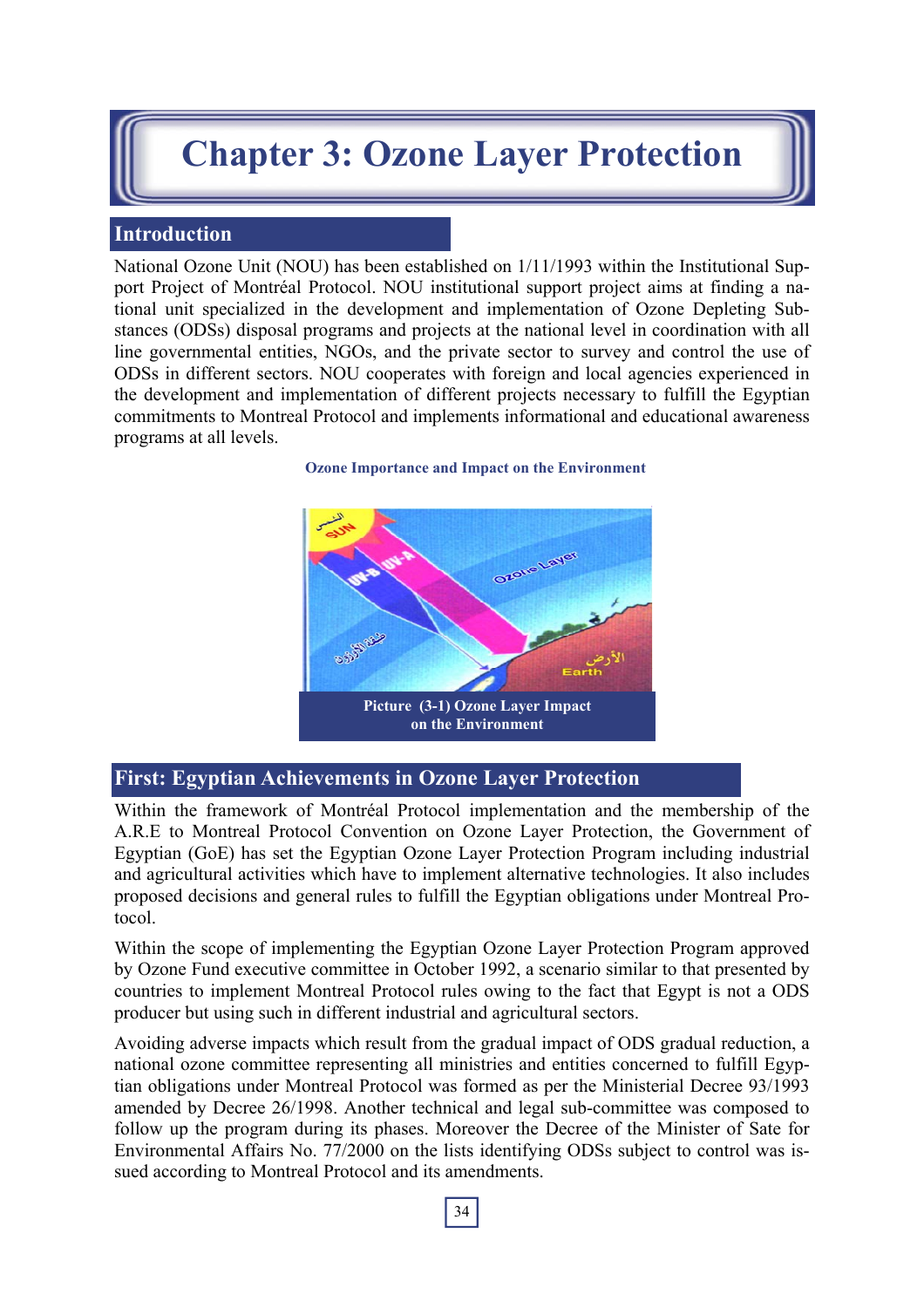# Chapter 3: Ozone Layer Protection

## Introduction

National Ozone Unit (NOU) has been established on 1/11/1993 within the Institutional Support Project of Montréal Protocol. NOU institutional support project aims at finding a national unit specialized in the development and implementation of Ozone Depleting Substances (ODSs) disposal programs and projects at the national level in coordination with all line governmental entities, NGOs, and the private sector to survey and control the use of ODSs in different sectors. NOU cooperates with foreign and local agencies experienced in the development and implementation of different projects necessary to fulfill the Egyptian commitments to Montreal Protocol and implements informational and educational awareness programs at all levels.

**Ozone Importance and Impact on the Environment**

Picture (3-1) Ozone Layer Impact on the Environment

## First: Egyptian Achievements in Ozone Layer Protection

Within the framework of Montréal Protocol implementation and the membership of the A.R.E to Montreal Protocol Convention on Ozone Layer Protection, the Government of Egyptian (GoE) has set the Egyptian Ozone Layer Protection Program including industrial and agricultural activities which have to implement alternative technologies. It also includes proposed decisions and general rules to fulfill the Egyptian obligations under Montreal Protocol.

Within the scope of implementing the Egyptian Ozone Layer Protection Program approved by Ozone Fund executive committee in October 1992, a scenario similar to that presented by countries to implement Montreal Protocol rules owing to the fact that Egypt is not a ODS producer but using such in different industrial and agricultural sectors.

Avoiding adverse impacts which result from the gradual impact of ODS gradual reduction, a national ozone committee representing all ministries and entities concerned to fulfill Egyptian obligations under Montreal Protocol was formed as per the Ministerial Decree 93/1993 amended by Decree 26/1998. Another technical and legal sub-committee was composed to follow up the program during its phases. Moreover the Decree of the Minister of Sate for Environmental Affairs No. 77/2000 on the lists identifying ODSs subject to control was issued according to Montreal Protocol and its amendments.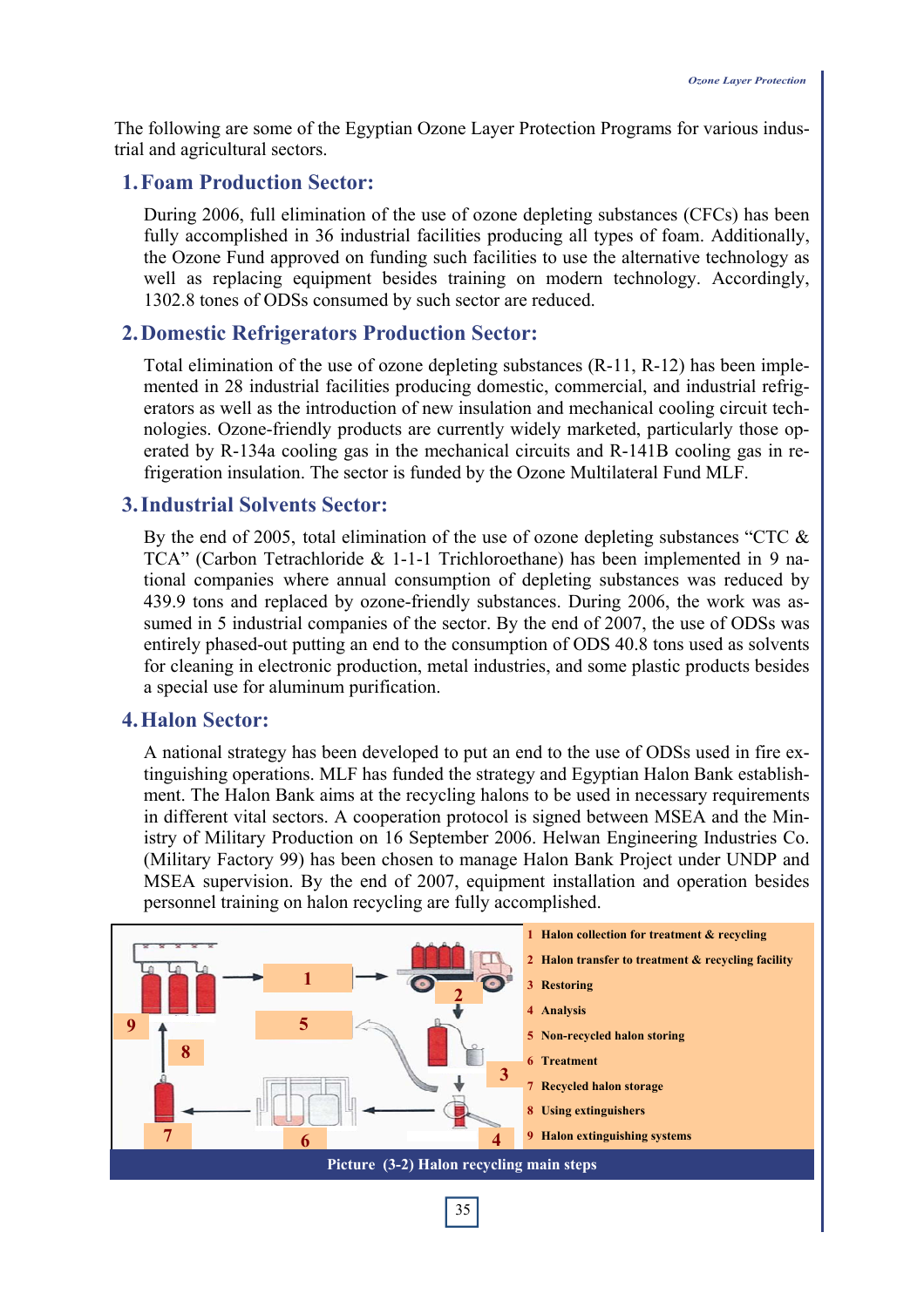The following are some of the Egyptian Ozone Layer Protection Programs for various industrial and agricultural sectors.

## 1. Foam Production Sector:

During 2006, full elimination of the use of ozone depleting substances (CFCs) has been fully accomplished in 36 industrial facilities producing all types of foam. Additionally, the Ozone Fund approved on funding such facilities to use the alternative technology as well as replacing equipment besides training on modern technology. Accordingly, 1302.8 tones of ODSs consumed by such sector are reduced.

## 2. Domestic Refrigerators Production Sector:

Total elimination of the use of ozone depleting substances (R-11, R-12) has been implemented in 28 industrial facilities producing domestic, commercial, and industrial refrigerators as well as the introduction of new insulation and mechanical cooling circuit technologies. Ozone-friendly products are currently widely marketed, particularly those operated by R-134a cooling gas in the mechanical circuits and R-141B cooling gas in refrigeration insulation. The sector is funded by the Ozone Multilateral Fund MLF.

## 3. Industrial Solvents Sector:

By the end of 2005, total elimination of the use of ozone depleting substances "CTC & TCA" (Carbon Tetrachloride & 1-1-1 Trichloroethane) has been implemented in 9 national companies where annual consumption of depleting substances was reduced by 439.9 tons and replaced by ozone-friendly substances. During 2006, the work was assumed in 5 industrial companies of the sector. By the end of 2007, the use of ODSs was entirely phased-out putting an end to the consumption of ODS 40.8 tons used as solvents for cleaning in electronic production, metal industries, and some plastic products besides a special use for aluminum purification.

## 4. Halon Sector:

A national strategy has been developed to put an end to the use of ODSs used in fire extinguishing operations. MLF has funded the strategy and Egyptian Halon Bank establishment. The Halon Bank aims at the recycling halons to be used in necessary requirements in different vital sectors. A cooperation protocol is signed between MSEA and the Ministry of Military Production on 16 September 2006. Helwan Engineering Industries Co. (Military Factory 99) has been chosen to manage Halon Bank Project under UNDP and MSEA supervision. By the end of 2007, equipment installation and operation besides personnel training on halon recycling are fully accomplished.

1. Halon collection for treatment & recycling
2. Halon transfer to treatment & recycling facility
3. Restoring
4. Analysis
5. Non-recycled halon storing
6. Treatment
7. Recycled halon storage
8. Using extinguishers
9. Halon extinguishing systems

Picture (3-2) Halon recycling main steps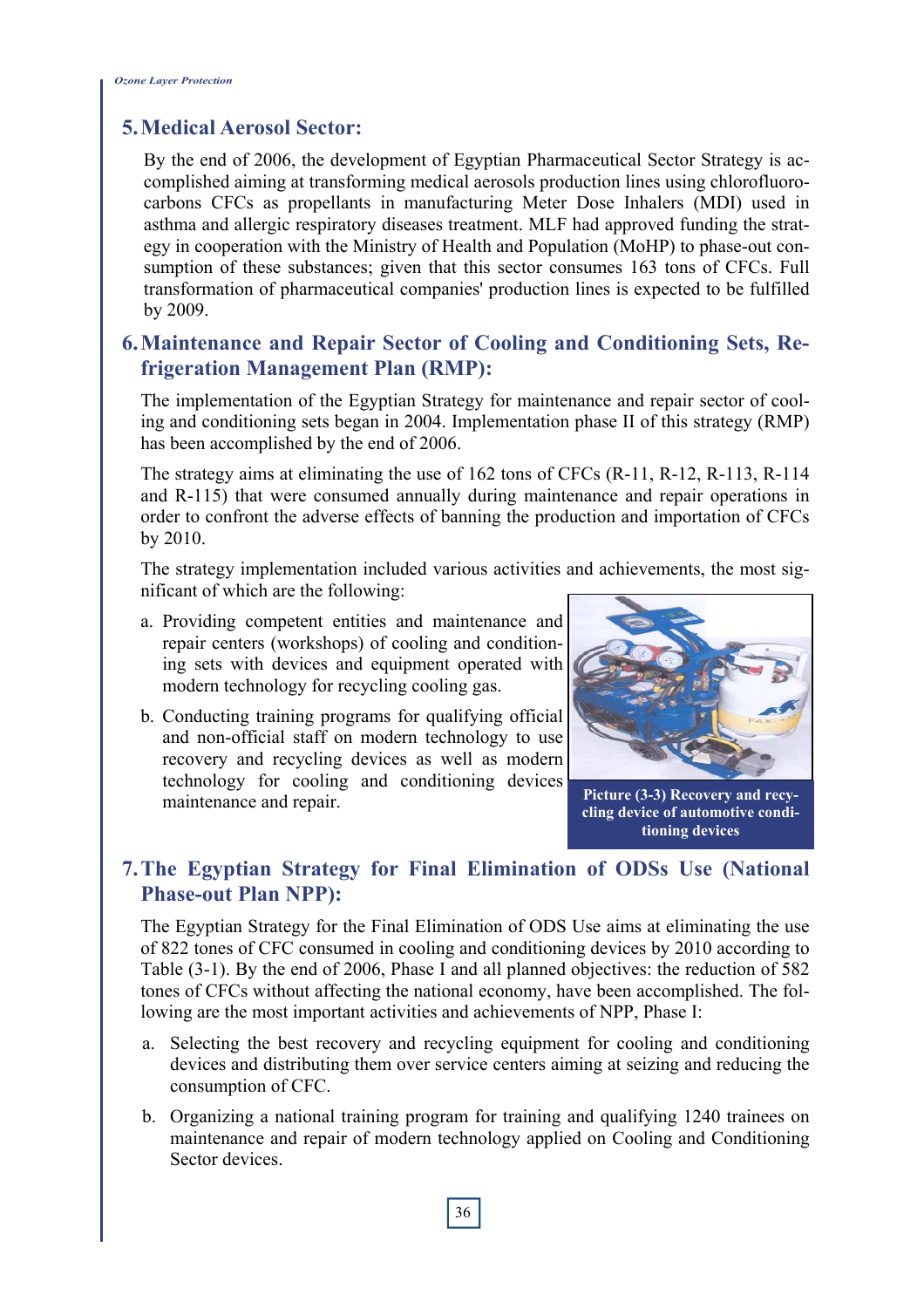## 5. Medical Aerosol Sector:

By the end of 2006, the development of Egyptian Pharmaceutical Sector Strategy is accomplished aiming at transforming medical aerosols production lines using chlorofluorocarbons CFCs as propellants in manufacturing Meter Dose Inhalers (MDI) used in asthma and allergic respiratory diseases treatment. MLF had approved funding the strategy in cooperation with the Ministry of Health and Population (MoHP) to phase-out consumption of these substances; given that this sector consumes 163 tons of CFCs. Full transformation of pharmaceutical companies' production lines is expected to be fulfilled by 2009.

## 6. Maintenance and Repair Sector of Cooling and Conditioning Sets, Refrigeration Management Plan (RMP):

The implementation of the Egyptian Strategy for maintenance and repair sector of cooling and conditioning sets began in 2004. Implementation phase II of this strategy (RMP) has been accomplished by the end of 2006.

The strategy aims at eliminating the use of 162 tons of CFCs (R-11, R-12, R-113, R-114 and R-115) that were consumed annually during maintenance and repair operations in order to confront the adverse effects of banning the production and importation of CFCs by 2010.

The strategy implementation included various activities and achievements, the most significant of which are the following:

a. Providing competent entities and maintenance and repair centers (workshops) of cooling and conditioning sets with devices and equipment operated with modern technology for recycling cooling gas.

b. Conducting training programs for qualifying official and non-official staff on modern technology to use recovery and recycling devices as well as modern technology for cooling and conditioning devices maintenance and repair.

**Picture (3-3) Recovery and recycling device of automotive conditioning devices**

## 7. The Egyptian Strategy for Final Elimination of ODSs Use (National Phase-out Plan NPP):

The Egyptian Strategy for the Final Elimination of ODS Use aims at eliminating the use of 822 tones of CFC consumed in cooling and conditioning devices by 2010 according to Table (3-1). By the end of 2006, Phase I and all planned objectives: the reduction of 582 tones of CFCs without affecting the national economy, have been accomplished. The following are the most important activities and achievements of NPP, Phase I:

a. Selecting the best recovery and recycling equipment for cooling and conditioning devices and distributing them over service centers aiming at seizing and reducing the consumption of CFC.

b. Organizing a national training program for training and qualifying 1240 trainees on maintenance and repair of modern technology applied on Cooling and Conditioning Sector devices.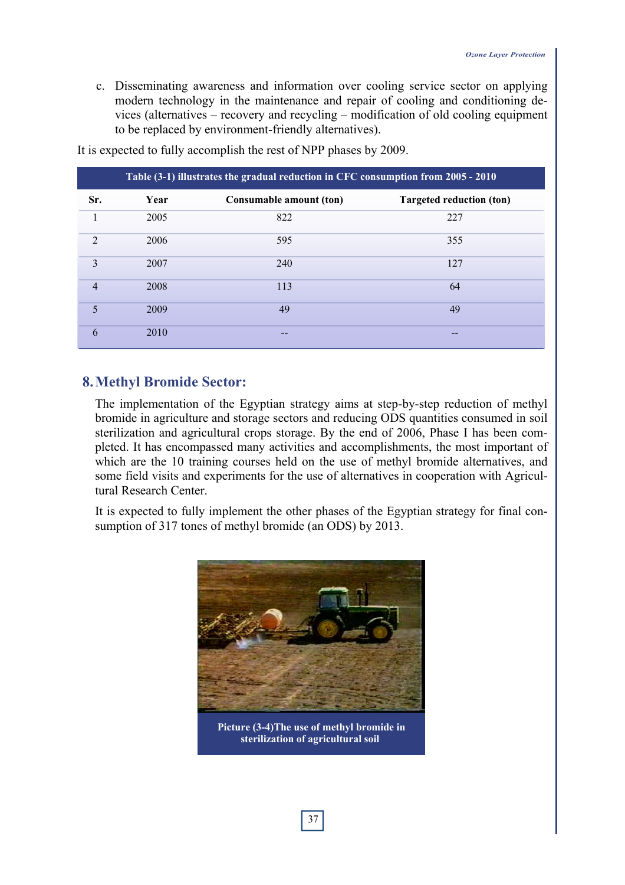c. Disseminating awareness and information over cooling service sector on applying modern technology in the maintenance and repair of cooling and conditioning devices (alternatives – recovery and recycling – modification of old cooling equipment to be replaced by environment-friendly alternatives).

It is expected to fully accomplish the rest of NPP phases by 2009.

**Table (3-1) illustrates the gradual reduction in CFC consumption from 2005 - 2010**

| Sr. | Year | Consumable amount (ton) | Targeted reduction (ton) |
|---|---|---|---|
| 1 | 2005 | 822 | 227 |
| 2 | 2006 | 595 | 355 |
| 3 | 2007 | 240 | 127 |
| 4 | 2008 | 113 | 64 |
| 5 | 2009 | 49 | 49 |
| 6 | 2010 | -- | -- |

## 8. Methyl Bromide Sector:

The implementation of the Egyptian strategy aims at step-by-step reduction of methyl bromide in agriculture and storage sectors and reducing ODS quantities consumed in soil sterilization and agricultural crops storage. By the end of 2006, Phase I has been completed. It has encompassed many activities and accomplishments, the most important of which are the 10 training courses held on the use of methyl bromide alternatives, and some field visits and experiments for the use of alternatives in cooperation with Agricultural Research Center.

It is expected to fully implement the other phases of the Egyptian strategy for final consumption of 317 tones of methyl bromide (an ODS) by 2013.

**Picture (3-4)The use of methyl bromide in sterilization of agricultural soil**